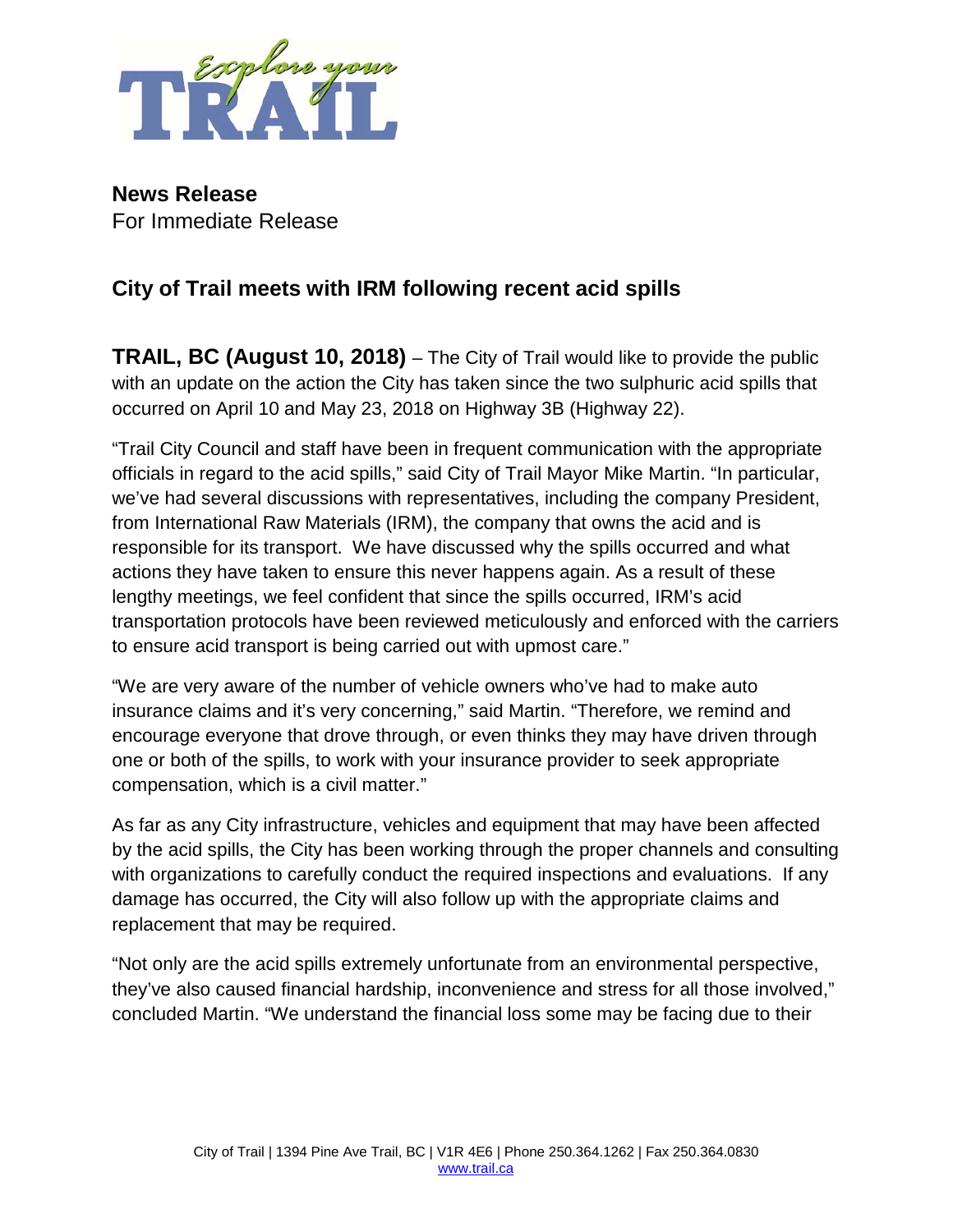**News Release**
For Immediate Release

## City of Trail meets with IRM following recent acid spills

**TRAIL, BC (August 10, 2018)** – The City of Trail would like to provide the public with an update on the action the City has taken since the two sulphuric acid spills that occurred on April 10 and May 23, 2018 on Highway 3B (Highway 22).

"Trail City Council and staff have been in frequent communication with the appropriate officials in regard to the acid spills," said City of Trail Mayor Mike Martin. "In particular, we've had several discussions with representatives, including the company President, from International Raw Materials (IRM), the company that owns the acid and is responsible for its transport. We have discussed why the spills occurred and what actions they have taken to ensure this never happens again. As a result of these lengthy meetings, we feel confident that since the spills occurred, IRM's acid transportation protocols have been reviewed meticulously and enforced with the carriers to ensure acid transport is being carried out with upmost care."

"We are very aware of the number of vehicle owners who've had to make auto insurance claims and it's very concerning," said Martin. "Therefore, we remind and encourage everyone that drove through, or even thinks they may have driven through one or both of the spills, to work with your insurance provider to seek appropriate compensation, which is a civil matter."

As far as any City infrastructure, vehicles and equipment that may have been affected by the acid spills, the City has been working through the proper channels and consulting with organizations to carefully conduct the required inspections and evaluations. If any damage has occurred, the City will also follow up with the appropriate claims and replacement that may be required.

"Not only are the acid spills extremely unfortunate from an environmental perspective, they've also caused financial hardship, inconvenience and stress for all those involved," concluded Martin. "We understand the financial loss some may be facing due to their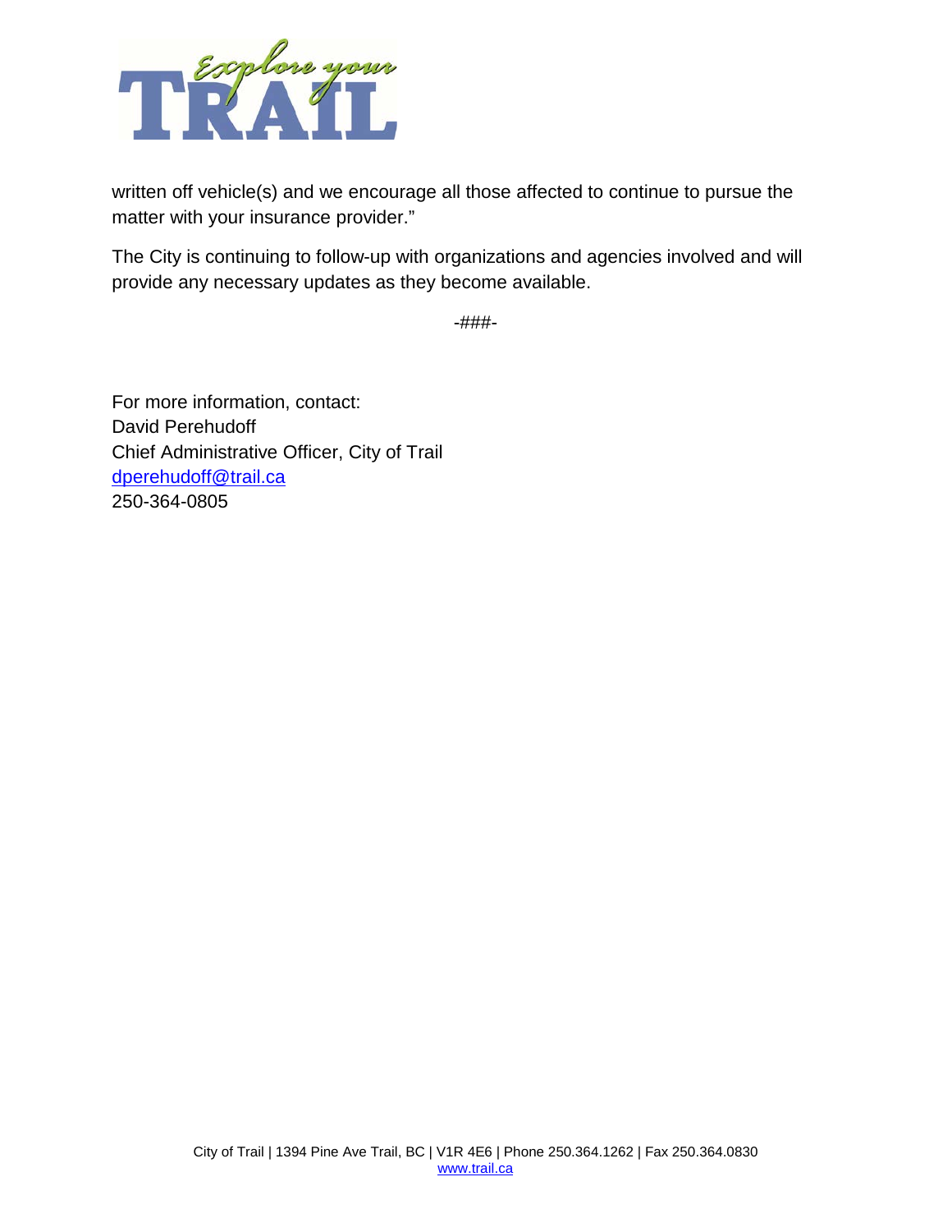written off vehicle(s) and we encourage all those affected to continue to pursue the matter with your insurance provider."

The City is continuing to follow-up with organizations and agencies involved and will provide any necessary updates as they become available.

-###-

For more information, contact:
David Perehudoff
Chief Administrative Officer, City of Trail
dperehudoff@trail.ca
250-364-0805